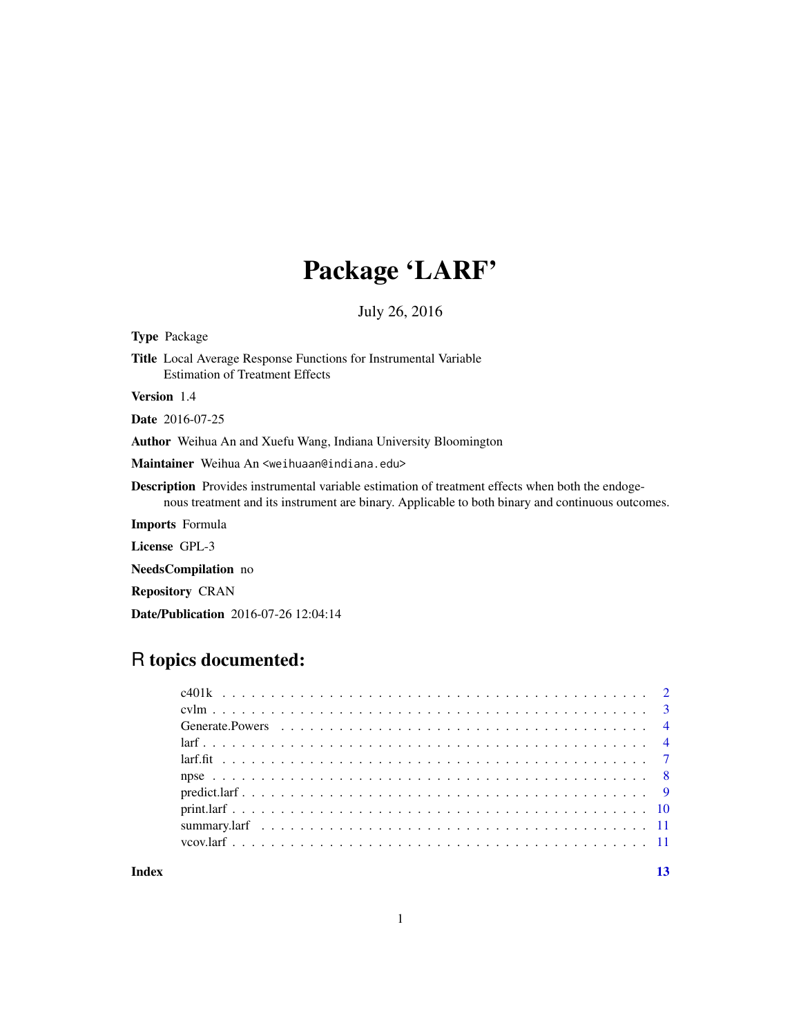# Package 'LARF'

July 26, 2016

**Type** Package

**Title** Local Average Response Functions for Instrumental Variable Estimation of Treatment Effects

**Version** 1.4

**Date** 2016-07-25

**Author** Weihua An and Xuefu Wang, Indiana University Bloomington

**Maintainer** Weihua An <weihuaan@indiana.edu>

**Description** Provides instrumental variable estimation of treatment effects when both the endogenous treatment and its instrument are binary. Applicable to both binary and continuous outcomes.

**Imports** Formula

**License** GPL-3

**NeedsCompilation** no

**Repository** CRAN

**Date/Publication** 2016-07-26 12:04:14

## R topics documented:

| | |
|---|---|
| c401k | 2 |
| cvlm | 3 |
| Generate.Powers | 4 |
| larf | 4 |
| larf.fit | 7 |
| npse | 8 |
| predict.larf | 9 |
| print.larf | 10 |
| summary.larf | 11 |
| vcov.larf | 11 |

**Index** 13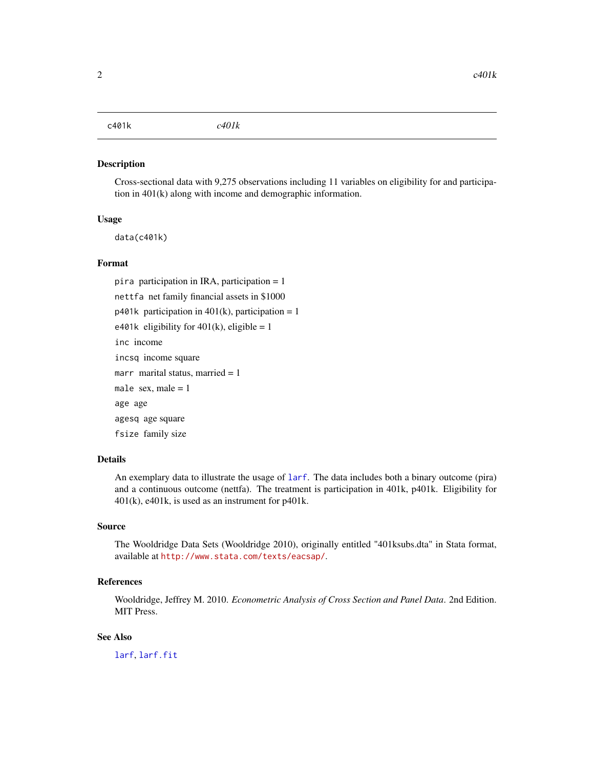# c401k *c401k*

## Description

Cross-sectional data with 9,275 observations including 11 variables on eligibility for and participation in 401(k) along with income and demographic information.

## Usage

```
data(c401k)
```

## Format

`pira` participation in IRA, participation = 1

`nettfa` net family financial assets in $1000

`p401k` participation in 401(k), participation = 1

`e401k` eligibility for 401(k), eligible = 1

`inc` income

`incsq` income square

`marr` marital status, married = 1

`male` sex, male = 1

`age` age

`agesq` age square

`fsize` family size

## Details

An exemplary data to illustrate the usage of `larf`. The data includes both a binary outcome (pira) and a continuous outcome (nettfa). The treatment is participation in 401k, p401k. Eligibility for 401(k), e401k, is used as an instrument for p401k.

## Source

The Wooldridge Data Sets (Wooldridge 2010), originally entitled "401ksubs.dta" in Stata format, available at `http://www.stata.com/texts/eacsap/`.

## References

Wooldridge, Jeffrey M. 2010. *Econometric Analysis of Cross Section and Panel Data*. 2nd Edition. MIT Press.

## See Also

`larf`, `larf.fit`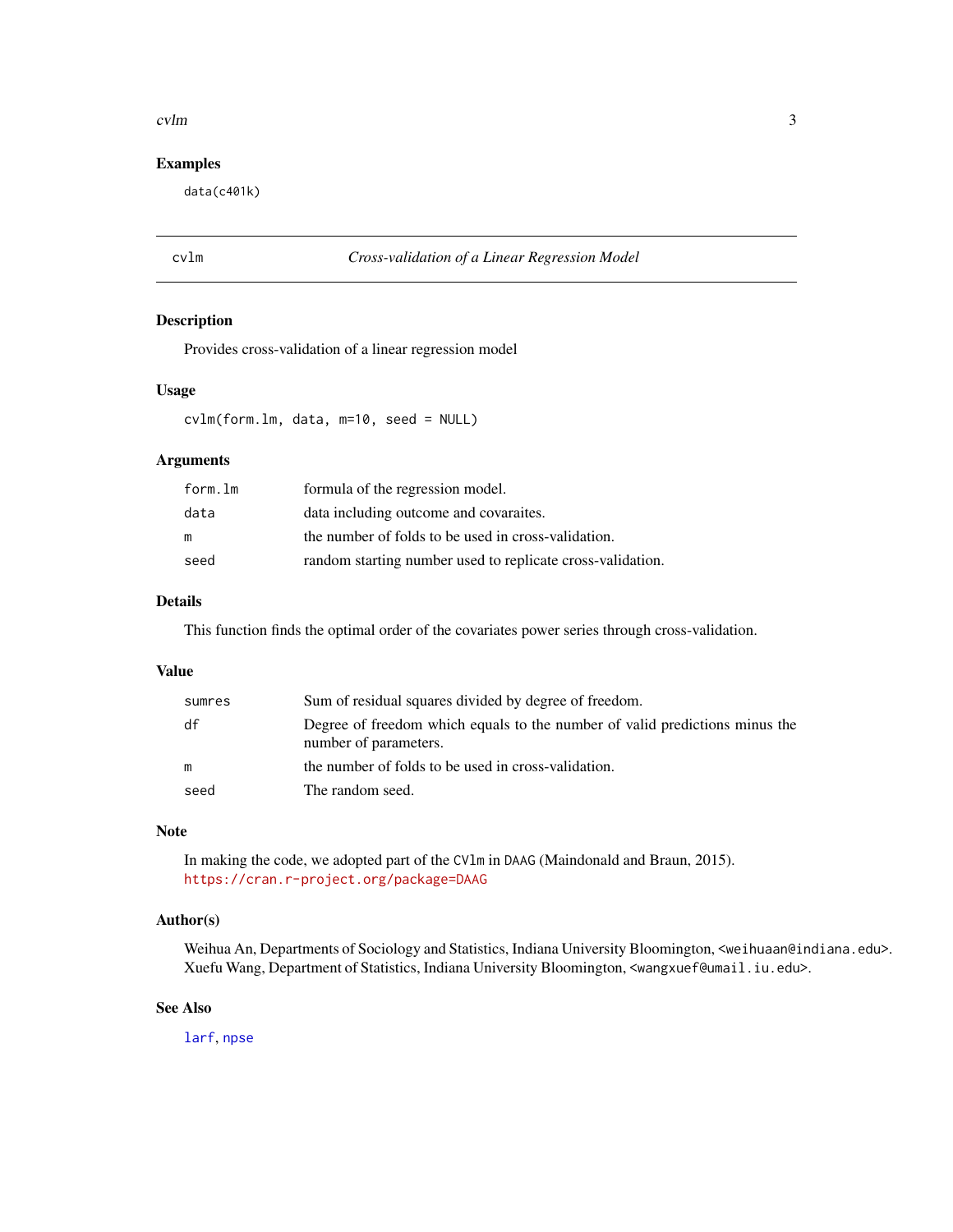## Examples

```
data(c401k)
```

---

# cvlm — *Cross-validation of a Linear Regression Model*

## Description

Provides cross-validation of a linear regression model

## Usage

```
cvlm(form.lm, data, m=10, seed = NULL)
```

## Arguments

| | |
|---|---|
| `form.lm` | formula of the regression model. |
| `data` | data including outcome and covaraites. |
| `m` | the number of folds to be used in cross-validation. |
| `seed` | random starting number used to replicate cross-validation. |

## Details

This function finds the optimal order of the covariates power series through cross-validation.

## Value

| | |
|---|---|
| `sumres` | Sum of residual squares divided by degree of freedom. |
| `df` | Degree of freedom which equals to the number of valid predictions minus the number of parameters. |
| `m` | the number of folds to be used in cross-validation. |
| `seed` | The random seed. |

## Note

In making the code, we adopted part of the `CVlm` in `DAAG` (Maindonald and Braun, 2015). https://cran.r-project.org/package=DAAG

## Author(s)

Weihua An, Departments of Sociology and Statistics, Indiana University Bloomington, <weihuaan@indiana.edu>.
Xuefu Wang, Department of Statistics, Indiana University Bloomington, <wangxuef@umail.iu.edu>.

## See Also

`larf`, `npse`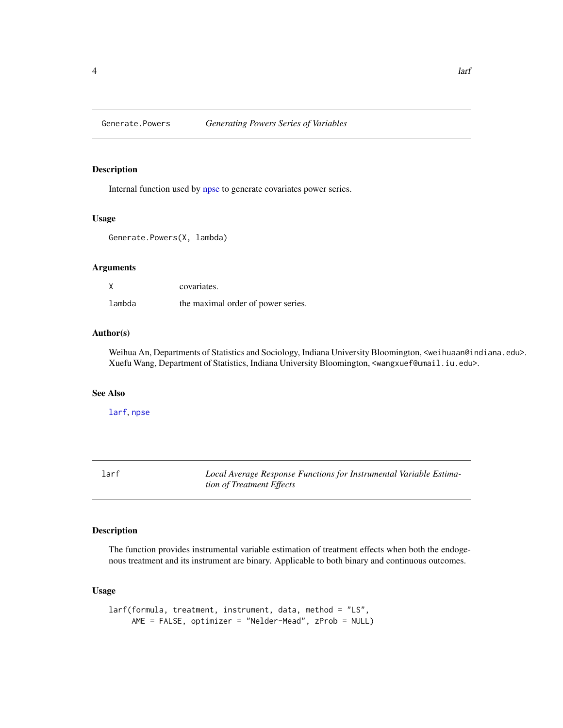## Generate.Powers — *Generating Powers Series of Variables*

### Description

Internal function used by npse to generate covariates power series.

### Usage

```
Generate.Powers(X, lambda)
```

### Arguments

| | |
|---|---|
| X | covariates. |
| lambda | the maximal order of power series. |

### Author(s)

Weihua An, Departments of Statistics and Sociology, Indiana University Bloomington, <weihuaan@indiana.edu>.
Xuefu Wang, Department of Statistics, Indiana University Bloomington, <wangxuef@umail.iu.edu>.

### See Also

larf, npse

## larf — *Local Average Response Functions for Instrumental Variable Estimation of Treatment Effects*

### Description

The function provides instrumental variable estimation of treatment effects when both the endogenous treatment and its instrument are binary. Applicable to both binary and continuous outcomes.

### Usage

```
larf(formula, treatment, instrument, data, method = "LS",
     AME = FALSE, optimizer = "Nelder-Mead", zProb = NULL)
```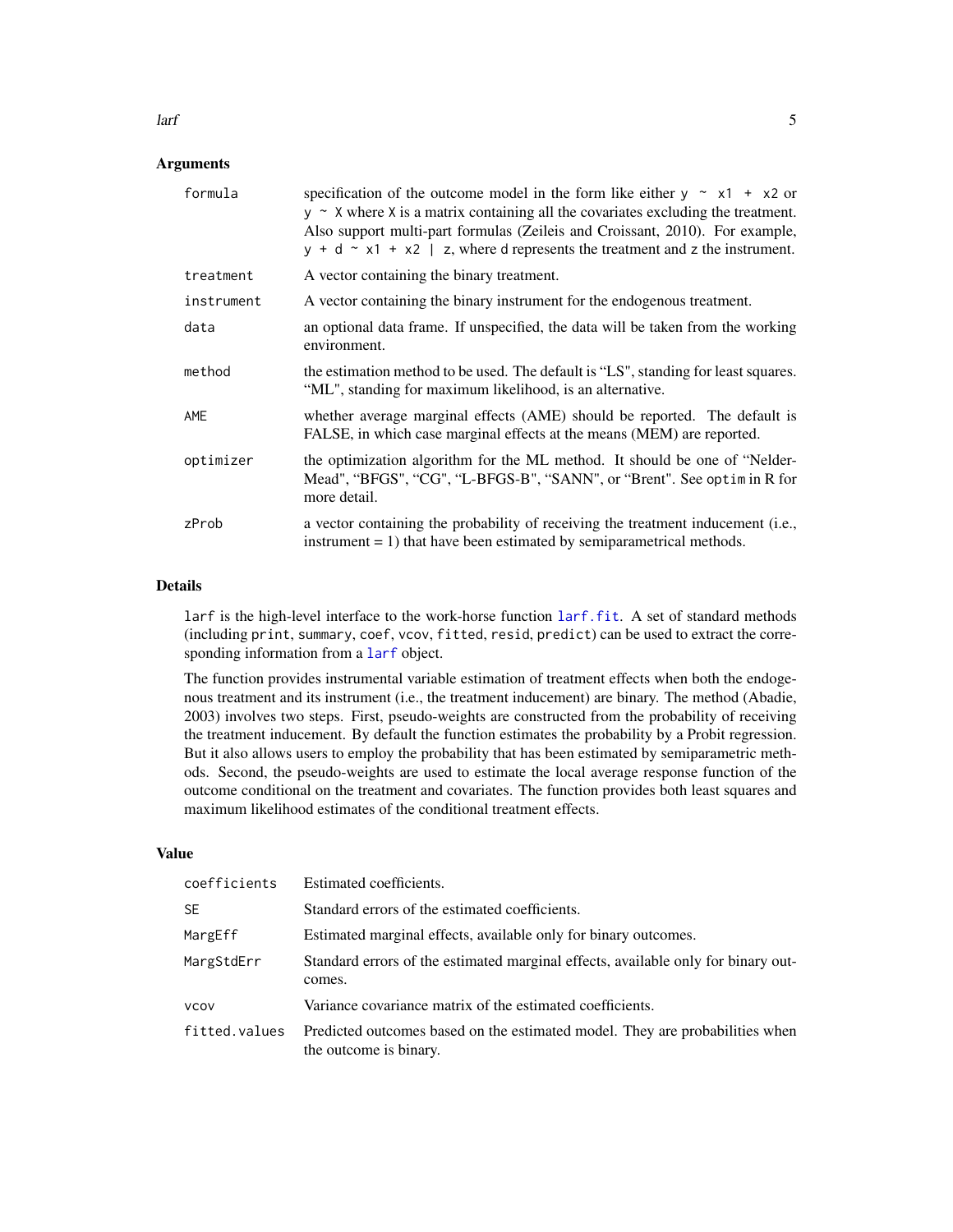### Arguments

| | |
|---|---|
| `formula` | specification of the outcome model in the form like either `y ~ x1 + x2` or `y ~ X` where `X` is a matrix containing all the covariates excluding the treatment. Also support multi-part formulas (Zeileis and Croissant, 2010). For example, `y + d ~ x1 + x2 | z`, where `d` represents the treatment and `z` the instrument. |
| `treatment` | A vector containing the binary treatment. |
| `instrument` | A vector containing the binary instrument for the endogenous treatment. |
| `data` | an optional data frame. If unspecified, the data will be taken from the working environment. |
| `method` | the estimation method to be used. The default is "LS", standing for least squares. "ML", standing for maximum likelihood, is an alternative. |
| `AME` | whether average marginal effects (AME) should be reported. The default is FALSE, in which case marginal effects at the means (MEM) are reported. |
| `optimizer` | the optimization algorithm for the ML method. It should be one of "Nelder-Mead", "BFGS", "CG", "L-BFGS-B", "SANN", or "Brent". See `optim` in R for more detail. |
| `zProb` | a vector containing the probability of receiving the treatment inducement (i.e., instrument = 1) that have been estimated by semiparametrical methods. |

### Details

`larf` is the high-level interface to the work-horse function `larf.fit`. A set of standard methods (including `print`, `summary`, `coef`, `vcov`, `fitted`, `resid`, `predict`) can be used to extract the corresponding information from a `larf` object.

The function provides instrumental variable estimation of treatment effects when both the endogenous treatment and its instrument (i.e., the treatment inducement) are binary. The method (Abadie, 2003) involves two steps. First, pseudo-weights are constructed from the probability of receiving the treatment inducement. By default the function estimates the probability by a Probit regression. But it also allows users to employ the probability that has been estimated by semiparametric methods. Second, the pseudo-weights are used to estimate the local average response function of the outcome conditional on the treatment and covariates. The function provides both least squares and maximum likelihood estimates of the conditional treatment effects.

### Value

| | |
|---|---|
| `coefficients` | Estimated coefficients. |
| `SE` | Standard errors of the estimated coefficients. |
| `MargEff` | Estimated marginal effects, available only for binary outcomes. |
| `MargStdErr` | Standard errors of the estimated marginal effects, available only for binary outcomes. |
| `vcov` | Variance covariance matrix of the estimated coefficients. |
| `fitted.values` | Predicted outcomes based on the estimated model. They are probabilities when the outcome is binary. |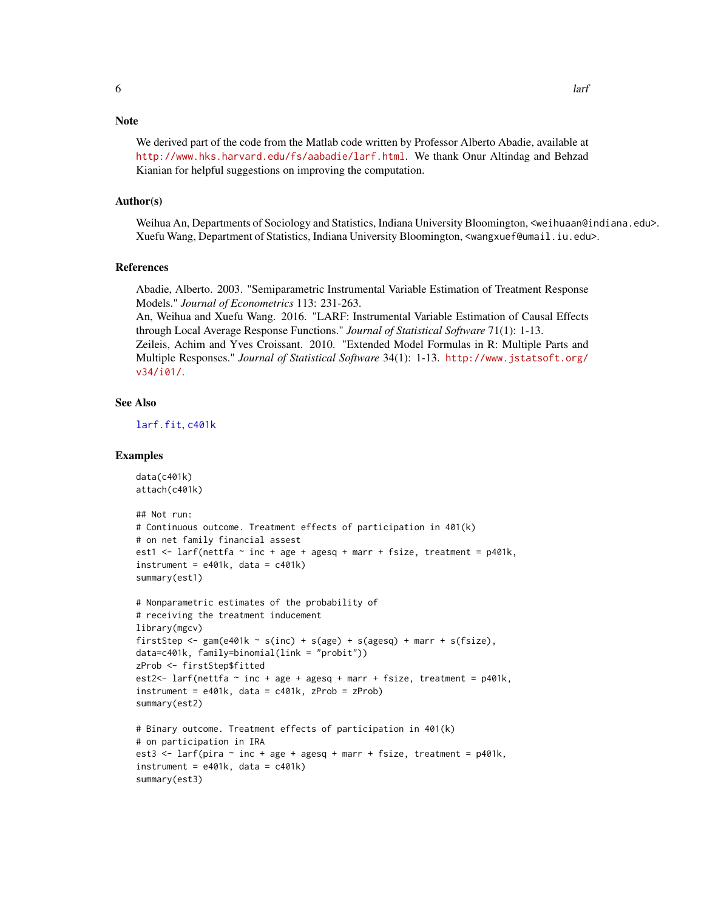## Note

We derived part of the code from the Matlab code written by Professor Alberto Abadie, available at http://www.hks.harvard.edu/fs/aabadie/larf.html. We thank Onur Altindag and Behzad Kianian for helpful suggestions on improving the computation.

## Author(s)

Weihua An, Departments of Sociology and Statistics, Indiana University Bloomington, <weihuaan@indiana.edu>.
Xuefu Wang, Department of Statistics, Indiana University Bloomington, <wangxuef@umail.iu.edu>.

## References

Abadie, Alberto. 2003. "Semiparametric Instrumental Variable Estimation of Treatment Response Models." *Journal of Econometrics* 113: 231-263.
An, Weihua and Xuefu Wang. 2016. "LARF: Instrumental Variable Estimation of Causal Effects through Local Average Response Functions." *Journal of Statistical Software* 71(1): 1-13.
Zeileis, Achim and Yves Croissant. 2010. "Extended Model Formulas in R: Multiple Parts and Multiple Responses." *Journal of Statistical Software* 34(1): 1-13. http://www.jstatsoft.org/v34/i01/.

## See Also

larf.fit, c401k

## Examples

```
data(c401k)
attach(c401k)

## Not run:
# Continuous outcome. Treatment effects of participation in 401(k)
# on net family financial assest
est1 <- larf(nettfa ~ inc + age + agesq + marr + fsize, treatment = p401k,
instrument = e401k, data = c401k)
summary(est1)

# Nonparametric estimates of the probability of
# receiving the treatment inducement
library(mgcv)
firstStep <- gam(e401k ~ s(inc) + s(age) + s(agesq) + marr + s(fsize),
data=c401k, family=binomial(link = "probit"))
zProb <- firstStep$fitted
est2<- larf(nettfa ~ inc + age + agesq + marr + fsize, treatment = p401k,
instrument = e401k, data = c401k, zProb = zProb)
summary(est2)

# Binary outcome. Treatment effects of participation in 401(k)
# on participation in IRA
est3 <- larf(pira ~ inc + age + agesq + marr + fsize, treatment = p401k,
instrument = e401k, data = c401k)
summary(est3)
```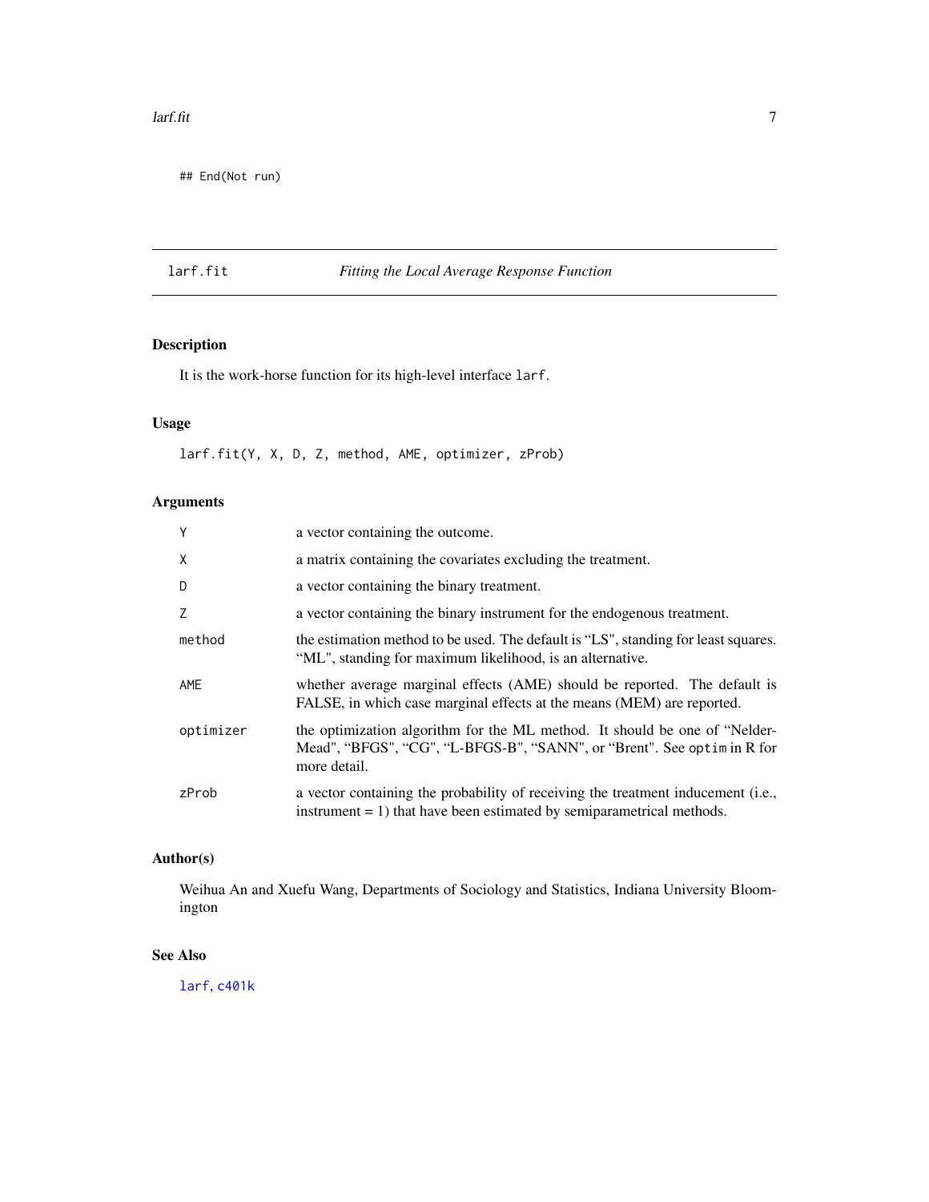```
## End(Not run)
```

## larf.fit — *Fitting the Local Average Response Function*

### Description

It is the work-horse function for its high-level interface `larf`.

### Usage

```
larf.fit(Y, X, D, Z, method, AME, optimizer, zProb)
```

### Arguments

| | |
|---|---|
| `Y` | a vector containing the outcome. |
| `X` | a matrix containing the covariates excluding the treatment. |
| `D` | a vector containing the binary treatment. |
| `Z` | a vector containing the binary instrument for the endogenous treatment. |
| `method` | the estimation method to be used. The default is "LS", standing for least squares. "ML", standing for maximum likelihood, is an alternative. |
| `AME` | whether average marginal effects (AME) should be reported. The default is FALSE, in which case marginal effects at the means (MEM) are reported. |
| `optimizer` | the optimization algorithm for the ML method. It should be one of "Nelder-Mead", "BFGS", "CG", "L-BFGS-B", "SANN", or "Brent". See `optim` in R for more detail. |
| `zProb` | a vector containing the probability of receiving the treatment inducement (i.e., instrument = 1) that have been estimated by semiparametrical methods. |

### Author(s)

Weihua An and Xuefu Wang, Departments of Sociology and Statistics, Indiana University Bloomington

### See Also

`larf`, `c401k`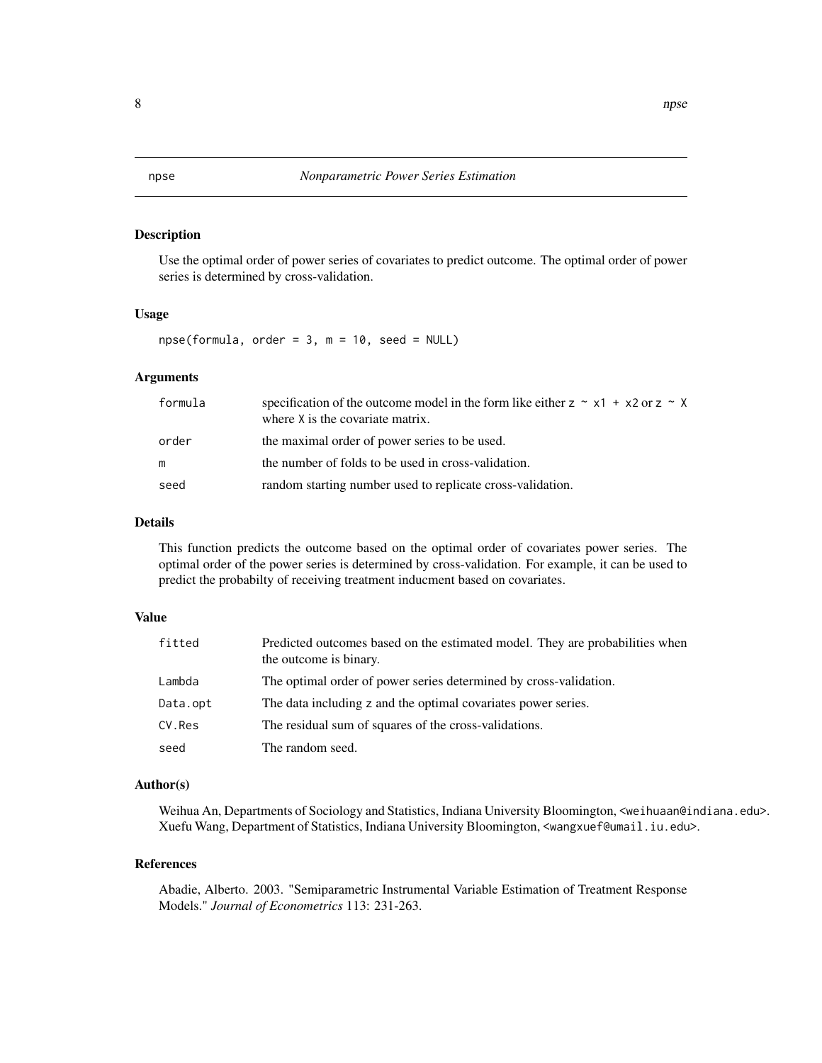npse *Nonparametric Power Series Estimation*

## Description

Use the optimal order of power series of covariates to predict outcome. The optimal order of power series is determined by cross-validation.

## Usage

```
npse(formula, order = 3, m = 10, seed = NULL)
```

## Arguments

| | |
|---|---|
| `formula` | specification of the outcome model in the form like either `z ~ x1 + x2` or `z ~ X` where `X` is the covariate matrix. |
| `order` | the maximal order of power series to be used. |
| `m` | the number of folds to be used in cross-validation. |
| `seed` | random starting number used to replicate cross-validation. |

## Details

This function predicts the outcome based on the optimal order of covariates power series. The optimal order of the power series is determined by cross-validation. For example, it can be used to predict the probabilty of receiving treatment inducment based on covariates.

## Value

| | |
|---|---|
| `fitted` | Predicted outcomes based on the estimated model. They are probabilities when the outcome is binary. |
| `Lambda` | The optimal order of power series determined by cross-validation. |
| `Data.opt` | The data including `z` and the optimal covariates power series. |
| `CV.Res` | The residual sum of squares of the cross-validations. |
| `seed` | The random seed. |

## Author(s)

Weihua An, Departments of Sociology and Statistics, Indiana University Bloomington, `<weihuaan@indiana.edu>`.
Xuefu Wang, Department of Statistics, Indiana University Bloomington, `<wangxuef@umail.iu.edu>`.

## References

Abadie, Alberto. 2003. "Semiparametric Instrumental Variable Estimation of Treatment Response Models." *Journal of Econometrics* 113: 231-263.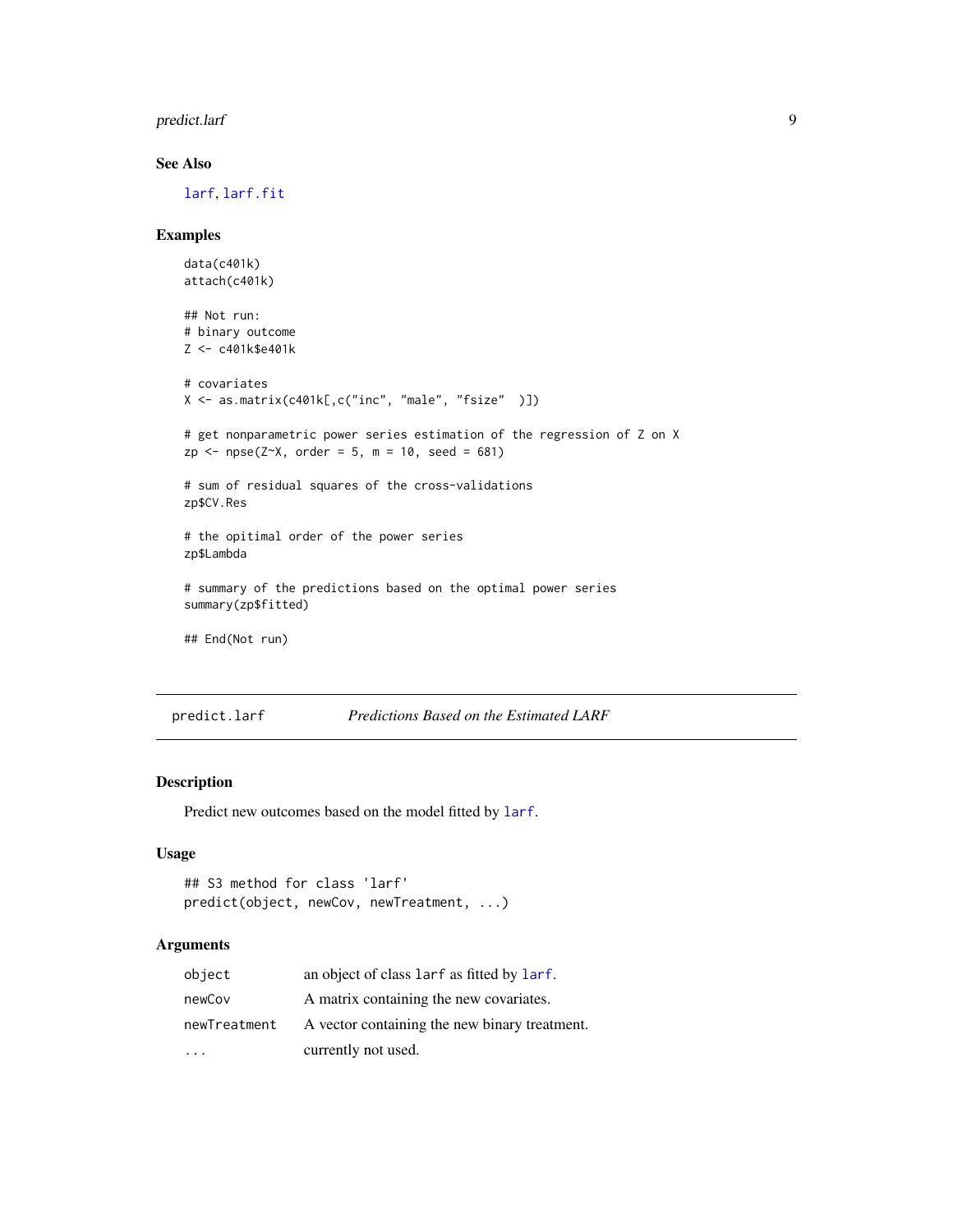## See Also

larf, larf.fit

## Examples

```
data(c401k)
attach(c401k)

## Not run:
# binary outcome
Z <- c401k$e401k

# covariates
X <- as.matrix(c401k[,c("inc", "male", "fsize"  )])

# get nonparametric power series estimation of the regression of Z on X
zp <- npse(Z~X, order = 5, m = 10, seed = 681)

# sum of residual squares of the cross-validations
zp$CV.Res

# the opitimal order of the power series
zp$Lambda

# summary of the predictions based on the optimal power series
summary(zp$fitted)

## End(Not run)
```

---

# predict.larf — *Predictions Based on the Estimated LARF*

## Description

Predict new outcomes based on the model fitted by larf.

## Usage

```
## S3 method for class 'larf'
predict(object, newCov, newTreatment, ...)
```

## Arguments

| | |
|---|---|
| object | an object of class larf as fitted by larf. |
| newCov | A matrix containing the new covariates. |
| newTreatment | A vector containing the new binary treatment. |
| ... | currently not used. |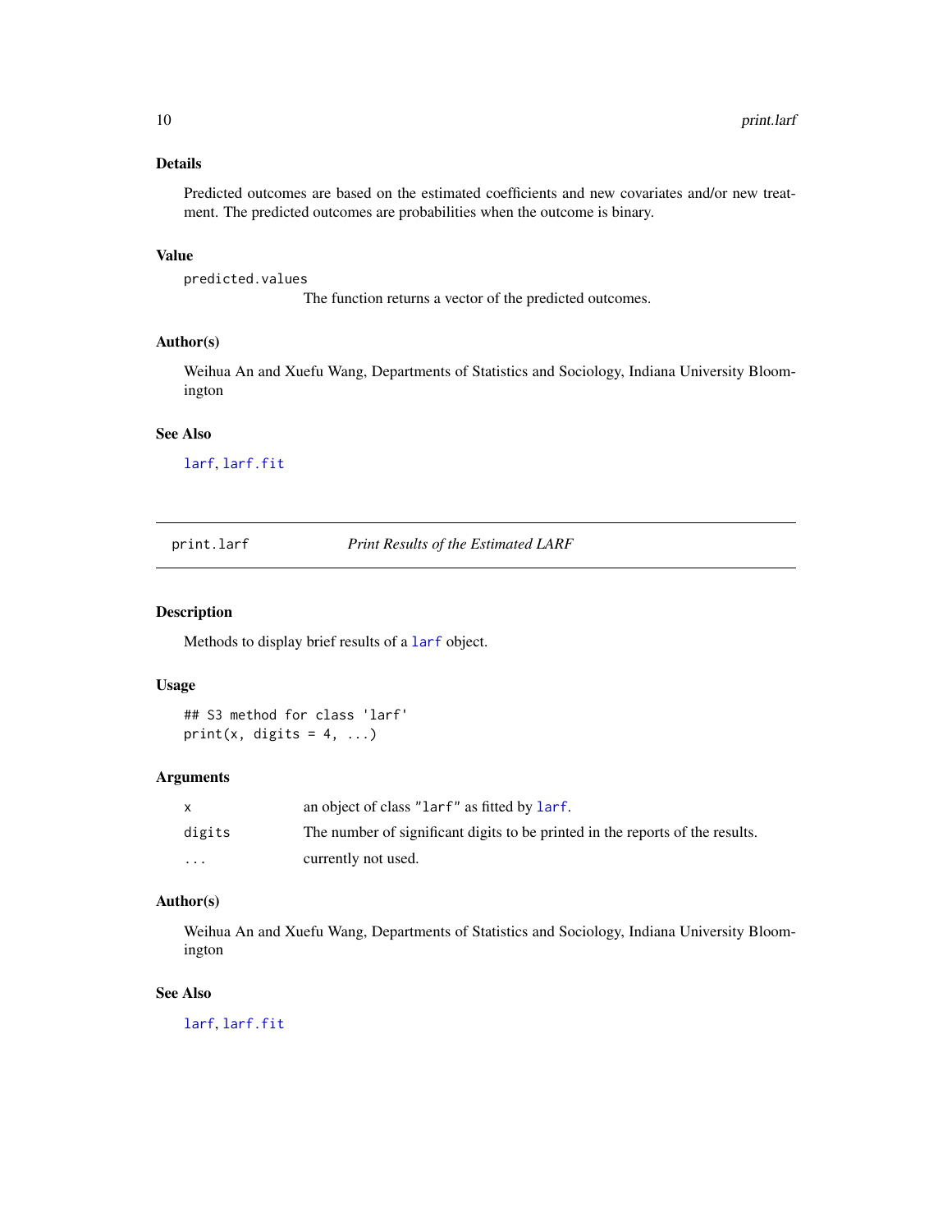### Details

Predicted outcomes are based on the estimated coefficients and new covariates and/or new treatment. The predicted outcomes are probabilities when the outcome is binary.

### Value

`predicted.values`
: The function returns a vector of the predicted outcomes.

### Author(s)

Weihua An and Xuefu Wang, Departments of Statistics and Sociology, Indiana University Bloomington

### See Also

`larf`, `larf.fit`

---

## print.larf — *Print Results of the Estimated LARF*

### Description

Methods to display brief results of a `larf` object.

### Usage

```
## S3 method for class 'larf'
print(x, digits = 4, ...)
```

### Arguments

| | |
|---|---|
| `x` | an object of class `"larf"` as fitted by `larf`. |
| `digits` | The number of significant digits to be printed in the reports of the results. |
| `...` | currently not used. |

### Author(s)

Weihua An and Xuefu Wang, Departments of Statistics and Sociology, Indiana University Bloomington

### See Also

`larf`, `larf.fit`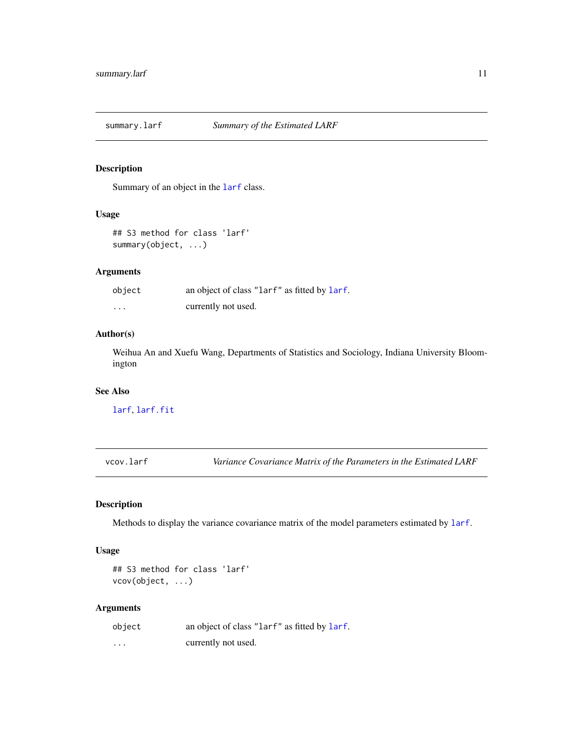## summary.larf — *Summary of the Estimated LARF*

### Description

Summary of an object in the `larf` class.

### Usage

```
## S3 method for class 'larf'
summary(object, ...)
```

### Arguments

| | |
|---|---|
| `object` | an object of class `"larf"` as fitted by `larf`. |
| `...` | currently not used. |

### Author(s)

Weihua An and Xuefu Wang, Departments of Statistics and Sociology, Indiana University Bloomington

### See Also

`larf`, `larf.fit`

## vcov.larf — *Variance Covariance Matrix of the Parameters in the Estimated LARF*

### Description

Methods to display the variance covariance matrix of the model parameters estimated by `larf`.

### Usage

```
## S3 method for class 'larf'
vcov(object, ...)
```

### Arguments

| | |
|---|---|
| `object` | an object of class `"larf"` as fitted by `larf`. |
| `...` | currently not used. |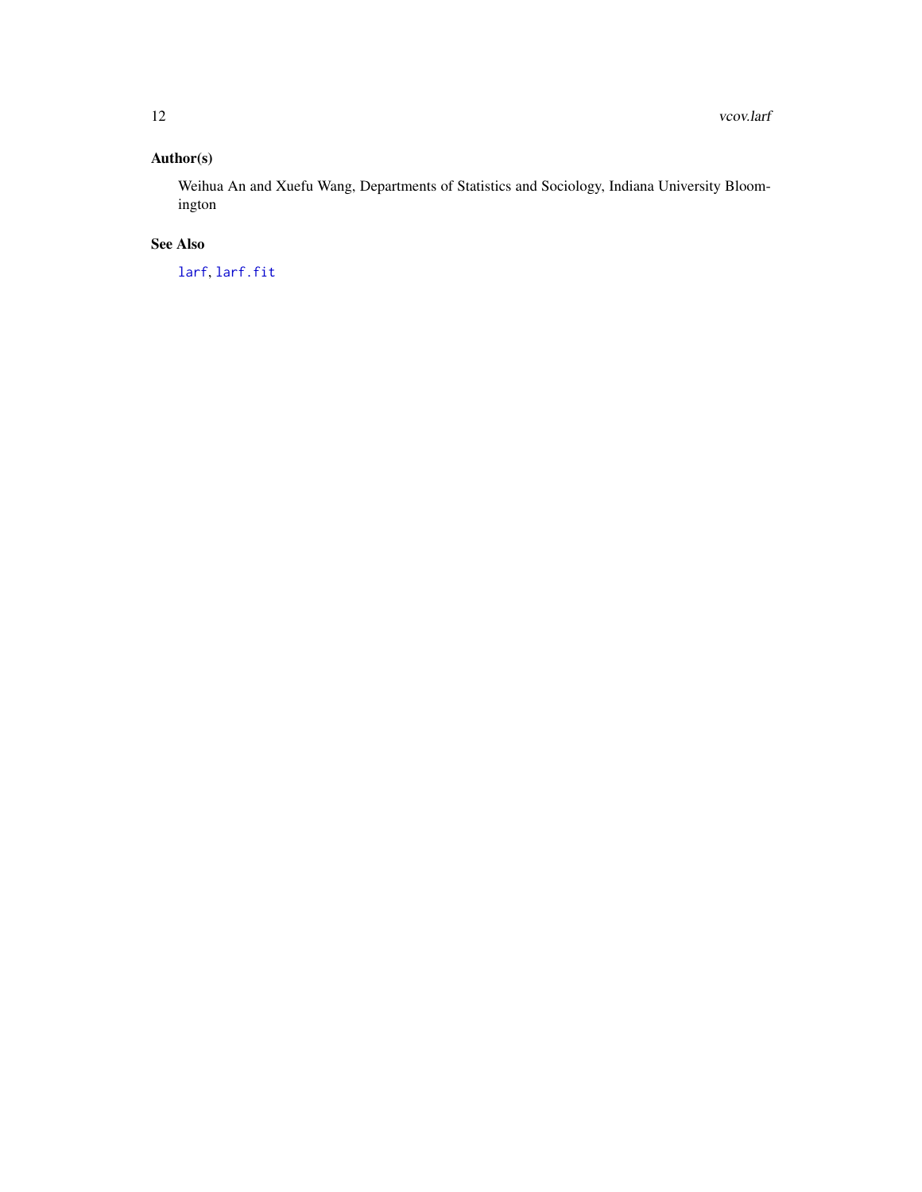## Author(s)

Weihua An and Xuefu Wang, Departments of Statistics and Sociology, Indiana University Bloomington

## See Also

`larf`, `larf.fit`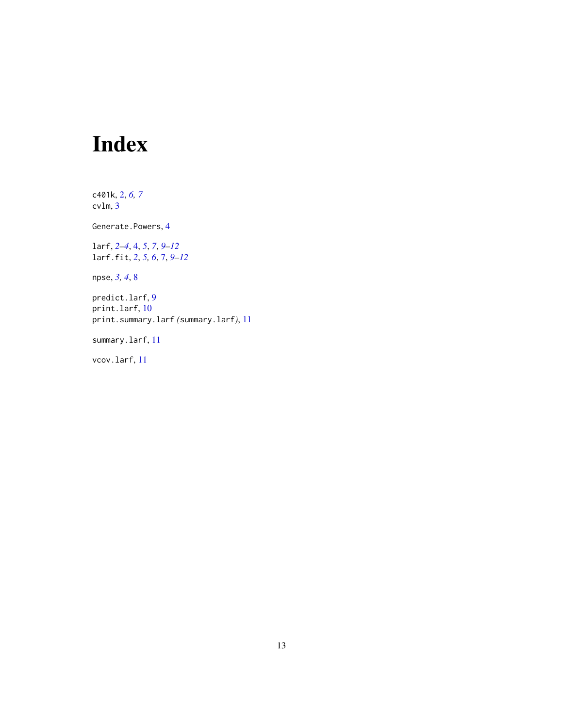# Index

c401k, 2, *6, 7*
cvlm, 3

Generate.Powers, 4

larf, *2–4*, 4, *5*, *7*, *9–12*
larf.fit, *2*, *5, 6*, 7, *9–12*

npse, *3, 4*, 8

predict.larf, 9
print.larf, 10
print.summary.larf *(*summary.larf*)*, 11

summary.larf, 11

vcov.larf, 11